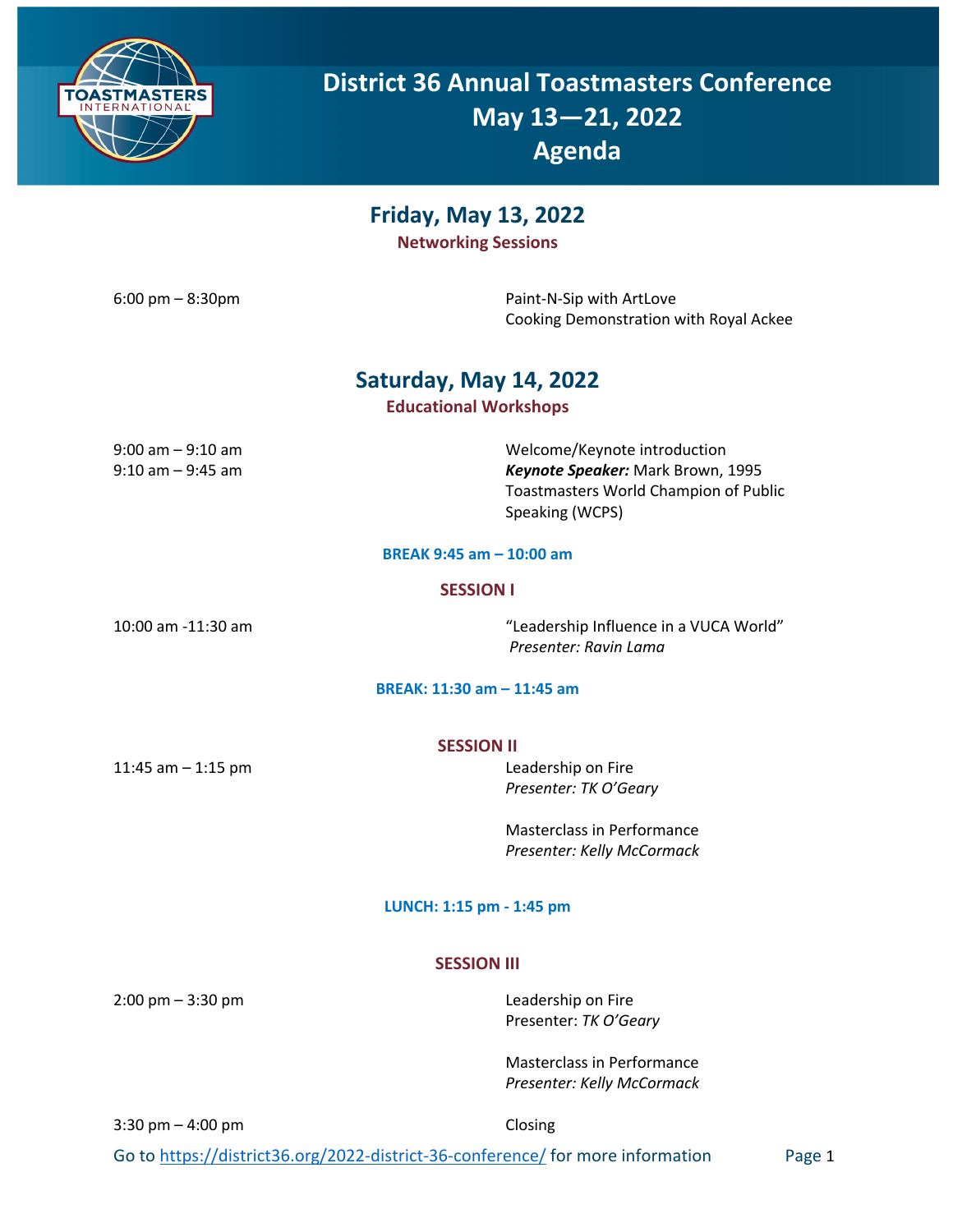# District 36 Annual Toastmasters Conference
# May 13—21, 2022
# Agenda

## Friday, May 13, 2022

**Networking Sessions**

6:00 pm – 8:30pm

Paint-N-Sip with ArtLove
Cooking Demonstration with Royal Ackee

## Saturday, May 14, 2022

**Educational Workshops**

9:00 am – 9:10 am — Welcome/Keynote introduction

9:10 am – 9:45 am — ***Keynote Speaker:*** Mark Brown, 1995 Toastmasters World Champion of Public Speaking (WCPS)

**BREAK 9:45 am – 10:00 am**

**SESSION I**

10:00 am -11:30 am — "Leadership Influence in a VUCA World"
*Presenter: Ravin Lama*

**BREAK: 11:30 am – 11:45 am**

**SESSION II**

11:45 am – 1:15 pm

Leadership on Fire
*Presenter: TK O'Geary*

Masterclass in Performance
*Presenter: Kelly McCormack*

**LUNCH: 1:15 pm - 1:45 pm**

**SESSION III**

2:00 pm – 3:30 pm

Leadership on Fire
Presenter: *TK O'Geary*

Masterclass in Performance
*Presenter: Kelly McCormack*

3:30 pm – 4:00 pm — Closing

Go to https://district36.org/2022-district-36-conference/ for more information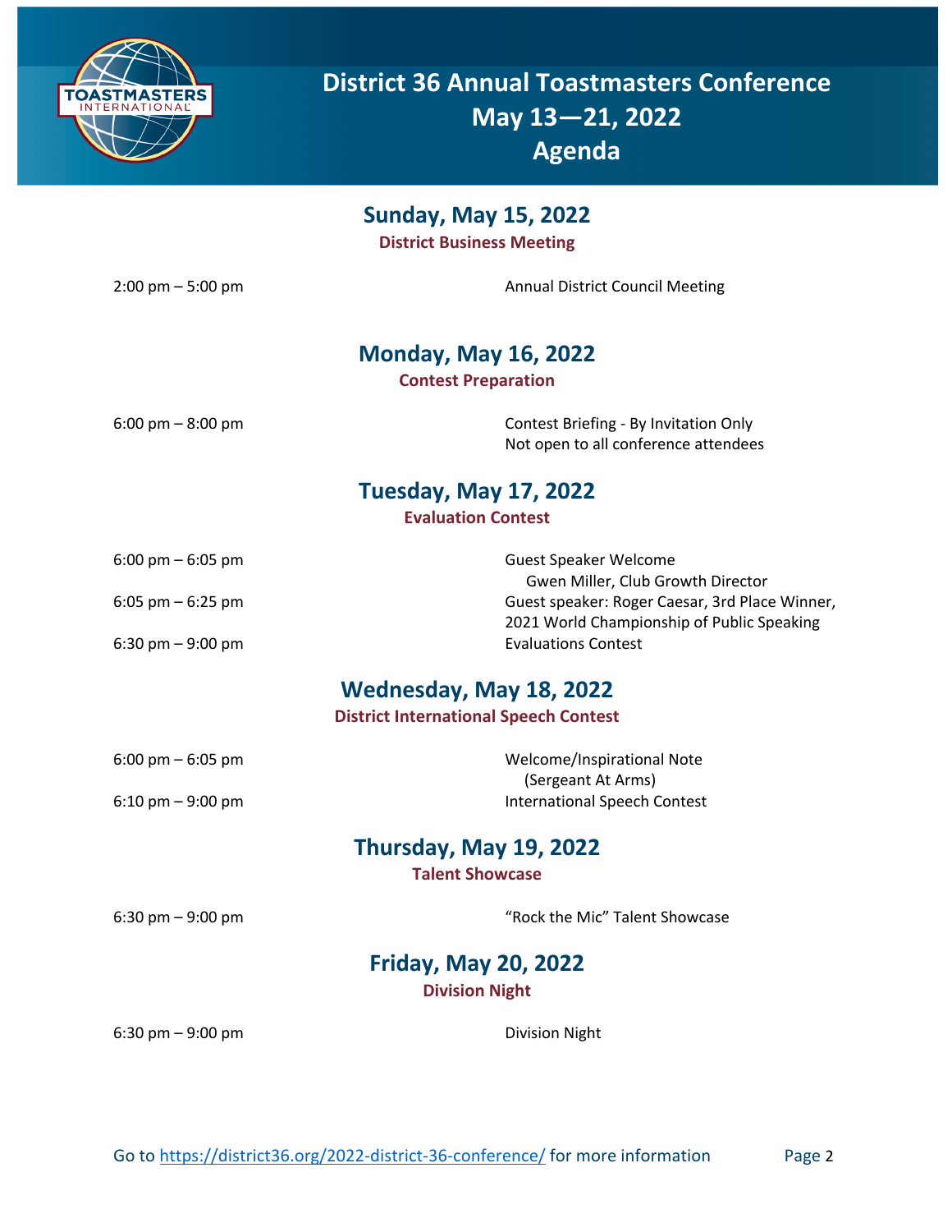# District 36 Annual Toastmasters Conference
# May 13—21, 2022
# Agenda

## Sunday, May 15, 2022

**District Business Meeting**

2:00 pm – 5:00 pm — Annual District Council Meeting

## Monday, May 16, 2022

**Contest Preparation**

6:00 pm – 8:00 pm — Contest Briefing - By Invitation Only
Not open to all conference attendees

## Tuesday, May 17, 2022

**Evaluation Contest**

6:00 pm – 6:05 pm — Guest Speaker Welcome
Gwen Miller, Club Growth Director

6:05 pm – 6:25 pm — Guest speaker: Roger Caesar, 3rd Place Winner, 2021 World Championship of Public Speaking

6:30 pm – 9:00 pm — Evaluations Contest

## Wednesday, May 18, 2022

**District International Speech Contest**

6:00 pm – 6:05 pm — Welcome/Inspirational Note
(Sergeant At Arms)

6:10 pm – 9:00 pm — International Speech Contest

## Thursday, May 19, 2022

**Talent Showcase**

6:30 pm – 9:00 pm — “Rock the Mic” Talent Showcase

## Friday, May 20, 2022

**Division Night**

6:30 pm – 9:00 pm — Division Night

Go to https://district36.org/2022-district-36-conference/ for more information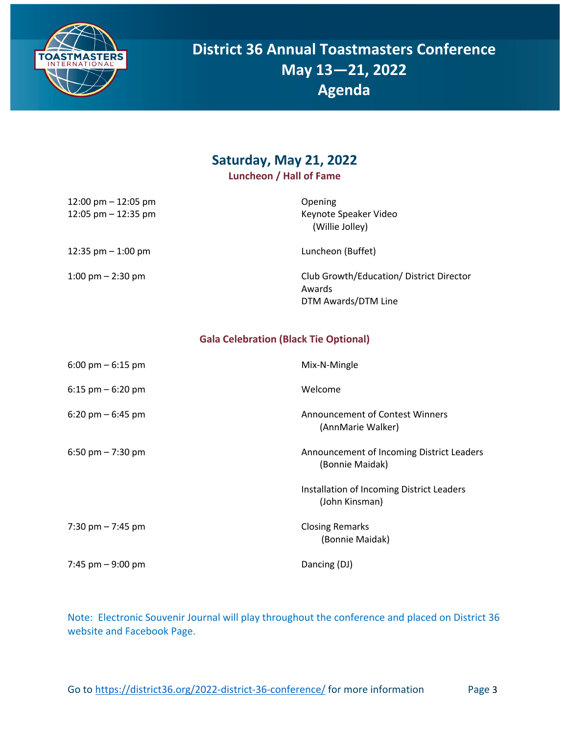# District 36 Annual Toastmasters Conference May 13—21, 2022 Agenda

## Saturday, May 21, 2022

### Luncheon / Hall of Fame

| | |
|---|---|
| 12:00 pm – 12:05 pm | Opening |
| 12:05 pm – 12:35 pm | Keynote Speaker Video (Willie Jolley) |
| 12:35 pm – 1:00 pm | Luncheon (Buffet) |
| 1:00 pm – 2:30 pm | Club Growth/Education/ District Director Awards<br>DTM Awards/DTM Line |

### Gala Celebration (Black Tie Optional)

| | |
|---|---|
| 6:00 pm – 6:15 pm | Mix-N-Mingle |
| 6:15 pm – 6:20 pm | Welcome |
| 6:20 pm – 6:45 pm | Announcement of Contest Winners (AnnMarie Walker) |
| 6:50 pm – 7:30 pm | Announcement of Incoming District Leaders (Bonnie Maidak)<br><br>Installation of Incoming District Leaders (John Kinsman) |
| 7:30 pm – 7:45 pm | Closing Remarks (Bonnie Maidak) |
| 7:45 pm – 9:00 pm | Dancing (DJ) |

Note: Electronic Souvenir Journal will play throughout the conference and placed on District 36 website and Facebook Page.

Go to https://district36.org/2022-district-36-conference/ for more information